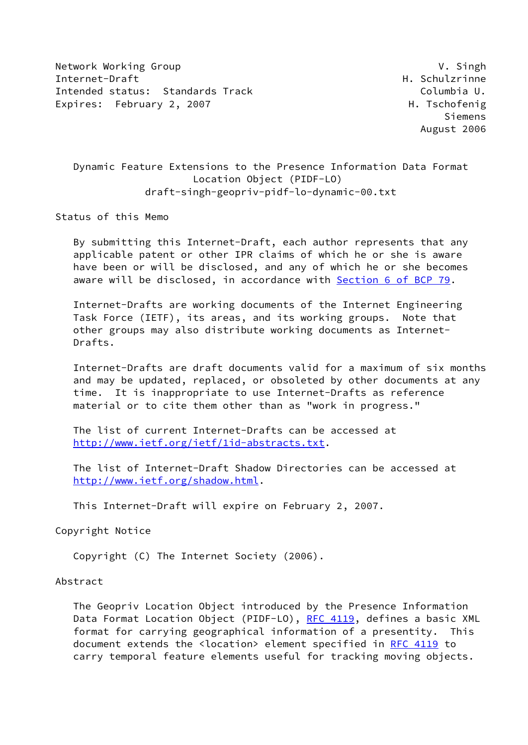Network Working Group V. Singh
Internet-Draft H. Schulzrinne
Intended status: Standards Track Columbia U.
Expires: February 2, 2007 H. Tschofenig
Siemens
August 2006

# Dynamic Feature Extensions to the Presence Information Data Format Location Object (PIDF-LO)

draft-singh-geopriv-pidf-lo-dynamic-00.txt

## Status of this Memo

By submitting this Internet-Draft, each author represents that any applicable patent or other IPR claims of which he or she is aware have been or will be disclosed, and any of which he or she becomes aware will be disclosed, in accordance with Section 6 of BCP 79.

Internet-Drafts are working documents of the Internet Engineering Task Force (IETF), its areas, and its working groups. Note that other groups may also distribute working documents as Internet-Drafts.

Internet-Drafts are draft documents valid for a maximum of six months and may be updated, replaced, or obsoleted by other documents at any time. It is inappropriate to use Internet-Drafts as reference material or to cite them other than as "work in progress."

The list of current Internet-Drafts can be accessed at http://www.ietf.org/ietf/1id-abstracts.txt.

The list of Internet-Draft Shadow Directories can be accessed at http://www.ietf.org/shadow.html.

This Internet-Draft will expire on February 2, 2007.

## Copyright Notice

Copyright (C) The Internet Society (2006).

## Abstract

The Geopriv Location Object introduced by the Presence Information Data Format Location Object (PIDF-LO), RFC 4119, defines a basic XML format for carrying geographical information of a presentity. This document extends the <location> element specified in RFC 4119 to carry temporal feature elements useful for tracking moving objects.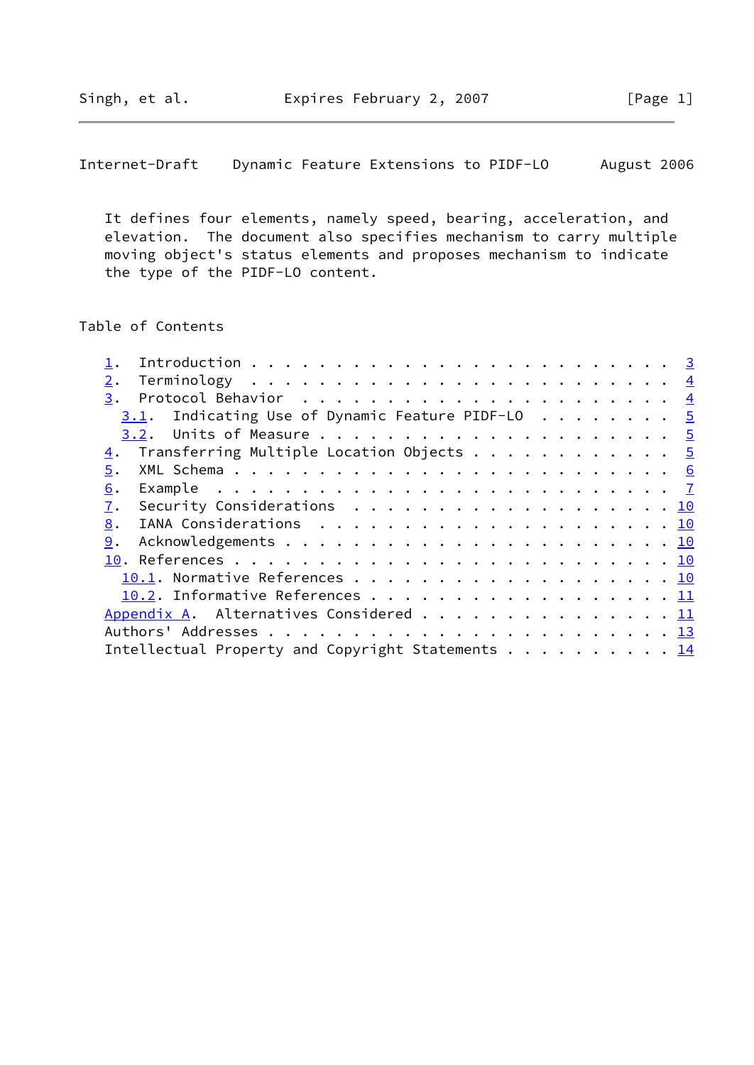It defines four elements, namely speed, bearing, acceleration, and elevation. The document also specifies mechanism to carry multiple moving object's status elements and proposes mechanism to indicate the type of the PIDF-LO content.

## Table of Contents

- 1. Introduction . . . . . . . . . . . . . . . . . . . . . . . . 3
- 2. Terminology . . . . . . . . . . . . . . . . . . . . . . . . 4
- 3. Protocol Behavior . . . . . . . . . . . . . . . . . . . . . 4
  - 3.1. Indicating Use of Dynamic Feature PIDF-LO . . . . . . . . 5
  - 3.2. Units of Measure . . . . . . . . . . . . . . . . . . . . 5
- 4. Transferring Multiple Location Objects . . . . . . . . . . . 5
- 5. XML Schema . . . . . . . . . . . . . . . . . . . . . . . . . 6
- 6. Example . . . . . . . . . . . . . . . . . . . . . . . . . . 7
- 7. Security Considerations . . . . . . . . . . . . . . . . . . 10
- 8. IANA Considerations . . . . . . . . . . . . . . . . . . . . 10
- 9. Acknowledgements . . . . . . . . . . . . . . . . . . . . . . 10
- 10. References . . . . . . . . . . . . . . . . . . . . . . . . 10
  - 10.1. Normative References . . . . . . . . . . . . . . . . . . 10
  - 10.2. Informative References . . . . . . . . . . . . . . . . . 11
- Appendix A. Alternatives Considered . . . . . . . . . . . . . . . 11
- Authors' Addresses . . . . . . . . . . . . . . . . . . . . . . . 13
- Intellectual Property and Copyright Statements . . . . . . . . . . 14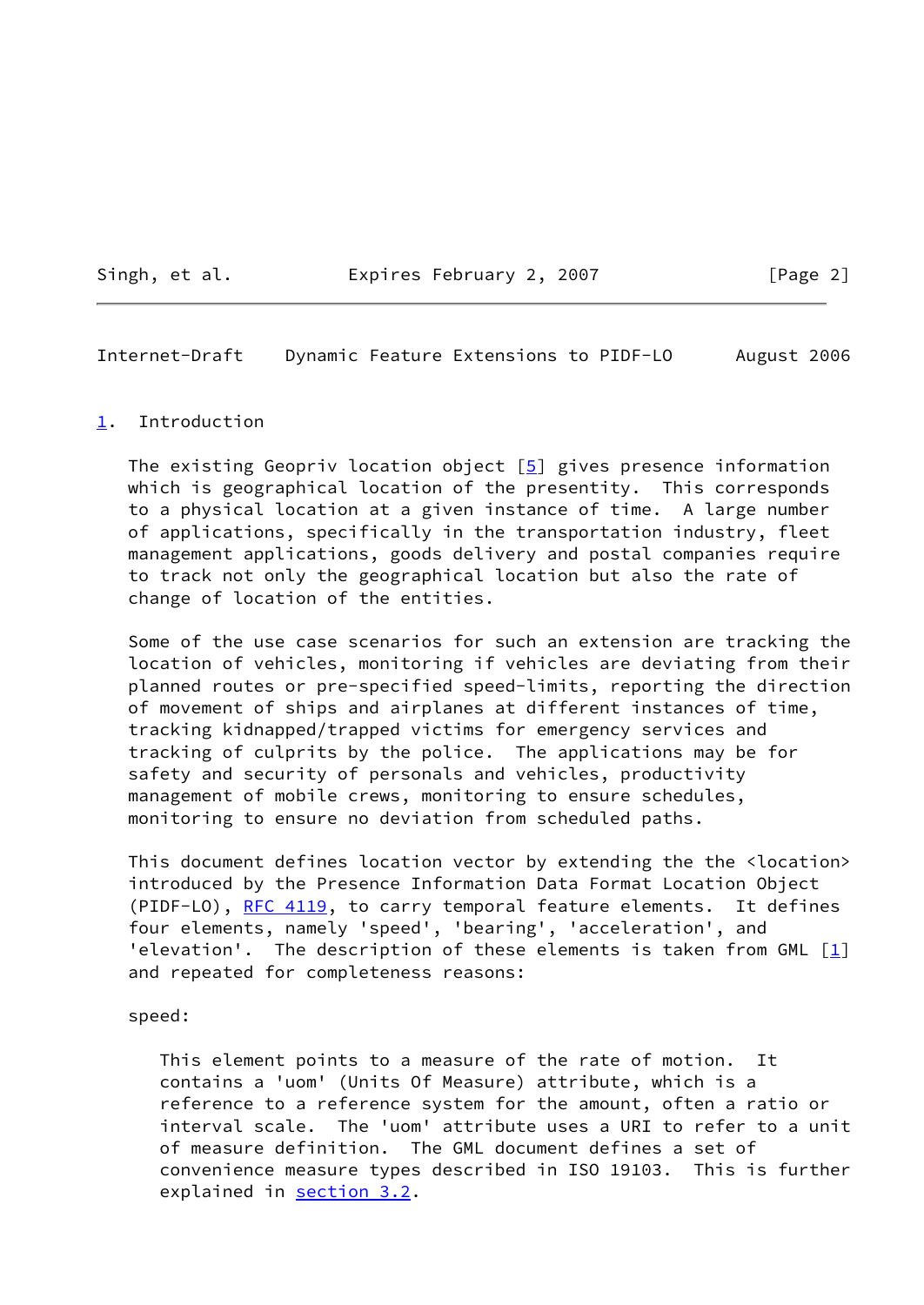## 1. Introduction

The existing Geopriv location object [5] gives presence information which is geographical location of the presentity. This corresponds to a physical location at a given instance of time. A large number of applications, specifically in the transportation industry, fleet management applications, goods delivery and postal companies require to track not only the geographical location but also the rate of change of location of the entities.

Some of the use case scenarios for such an extension are tracking the location of vehicles, monitoring if vehicles are deviating from their planned routes or pre-specified speed-limits, reporting the direction of movement of ships and airplanes at different instances of time, tracking kidnapped/trapped victims for emergency services and tracking of culprits by the police. The applications may be for safety and security of personals and vehicles, productivity management of mobile crews, monitoring to ensure schedules, monitoring to ensure no deviation from scheduled paths.

This document defines location vector by extending the the <location> introduced by the Presence Information Data Format Location Object (PIDF-LO), RFC 4119, to carry temporal feature elements. It defines four elements, namely 'speed', 'bearing', 'acceleration', and 'elevation'. The description of these elements is taken from GML [1] and repeated for completeness reasons:

speed:

> This element points to a measure of the rate of motion. It contains a 'uom' (Units Of Measure) attribute, which is a reference to a reference system for the amount, often a ratio or interval scale. The 'uom' attribute uses a URI to refer to a unit of measure definition. The GML document defines a set of convenience measure types described in ISO 19103. This is further explained in section 3.2.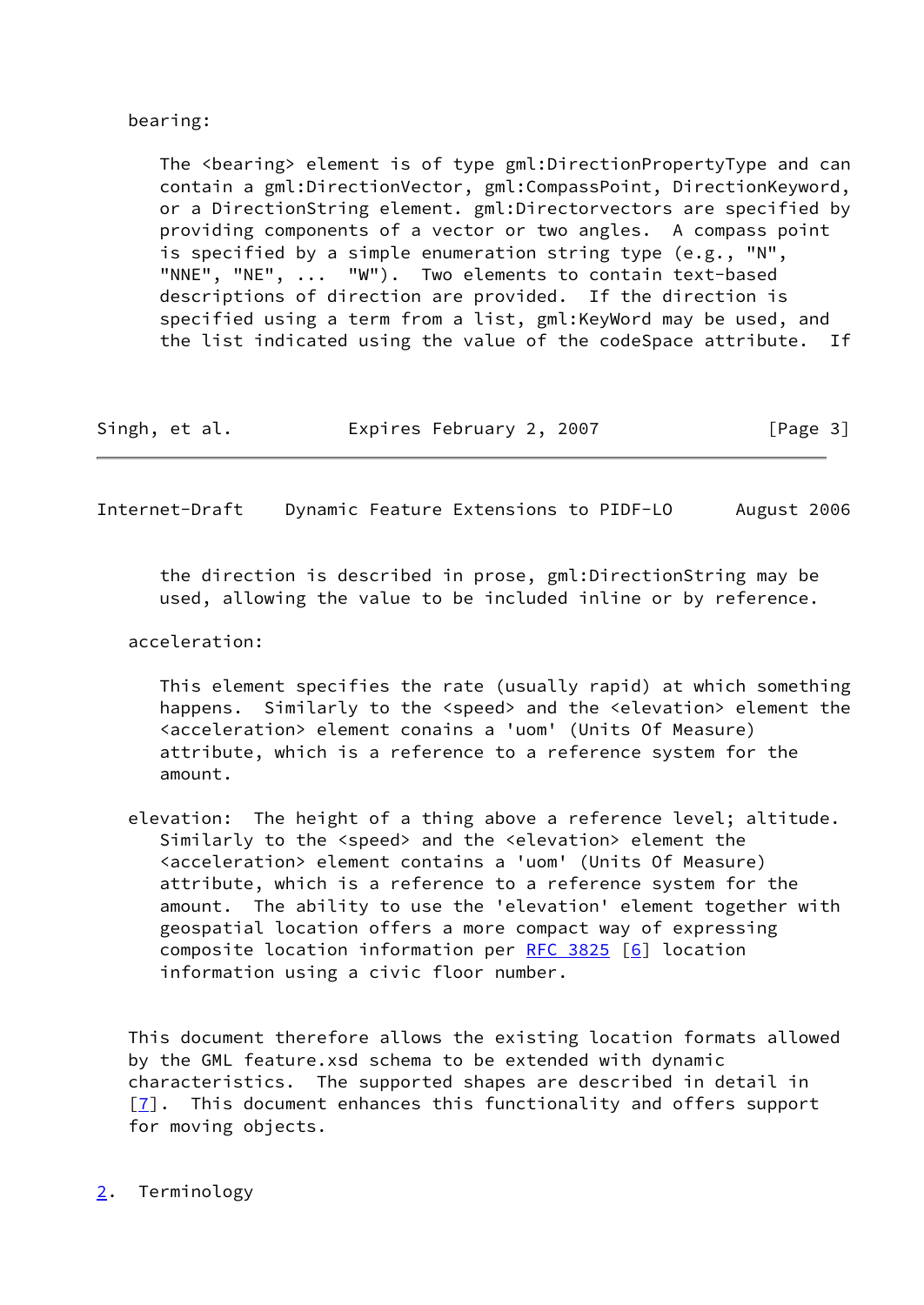bearing:

The <bearing> element is of type gml:DirectionPropertyType and can contain a gml:DirectionVector, gml:CompassPoint, DirectionKeyword, or a DirectionString element. gml:Directorvectors are specified by providing components of a vector or two angles. A compass point is specified by a simple enumeration string type (e.g., "N", "NNE", "NE", ... "W"). Two elements to contain text-based descriptions of direction are provided. If the direction is specified using a term from a list, gml:KeyWord may be used, and the list indicated using the value of the codeSpace attribute. If the direction is described in prose, gml:DirectionString may be used, allowing the value to be included inline or by reference.

acceleration:

This element specifies the rate (usually rapid) at which something happens. Similarly to the <speed> and the <elevation> element the <acceleration> element conains a 'uom' (Units Of Measure) attribute, which is a reference to a reference system for the amount.

elevation: The height of a thing above a reference level; altitude. Similarly to the <speed> and the <elevation> element the <acceleration> element contains a 'uom' (Units Of Measure) attribute, which is a reference to a reference system for the amount. The ability to use the 'elevation' element together with geospatial location offers a more compact way of expressing composite location information per RFC 3825 [6] location information using a civic floor number.

This document therefore allows the existing location formats allowed by the GML feature.xsd schema to be extended with dynamic characteristics. The supported shapes are described in detail in [7]. This document enhances this functionality and offers support for moving objects.

## 2. Terminology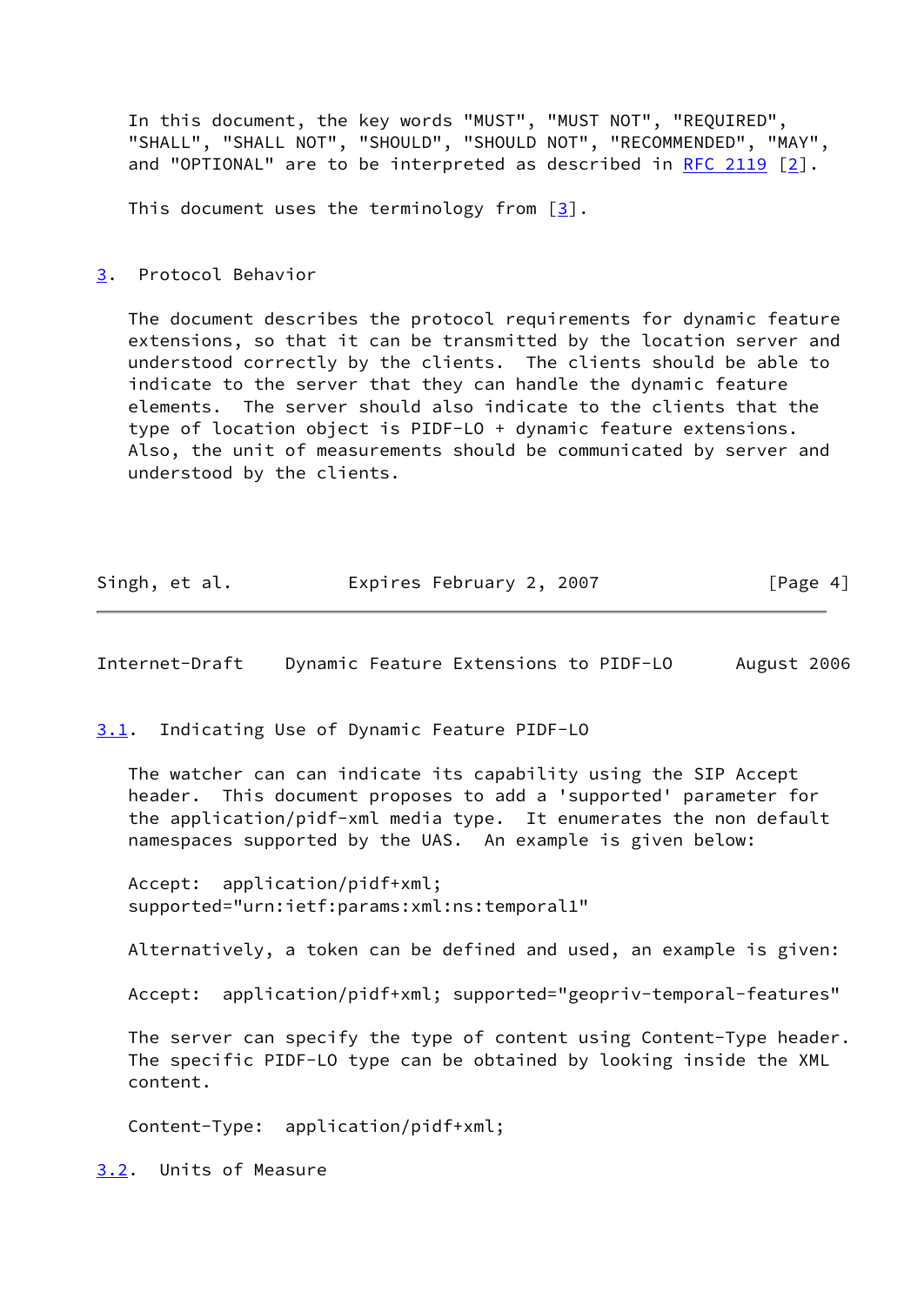In this document, the key words "MUST", "MUST NOT", "REQUIRED", "SHALL", "SHALL NOT", "SHOULD", "SHOULD NOT", "RECOMMENDED", "MAY", and "OPTIONAL" are to be interpreted as described in RFC 2119 [2].

This document uses the terminology from [3].

## 3. Protocol Behavior

The document describes the protocol requirements for dynamic feature extensions, so that it can be transmitted by the location server and understood correctly by the clients. The clients should be able to indicate to the server that they can handle the dynamic feature elements. The server should also indicate to the clients that the type of location object is PIDF-LO + dynamic feature extensions. Also, the unit of measurements should be communicated by server and understood by the clients.

### 3.1. Indicating Use of Dynamic Feature PIDF-LO

The watcher can can indicate its capability using the SIP Accept header. This document proposes to add a 'supported' parameter for the application/pidf-xml media type. It enumerates the non default namespaces supported by the UAS. An example is given below:

```
Accept:  application/pidf+xml;
supported="urn:ietf:params:xml:ns:temporal1"
```

Alternatively, a token can be defined and used, an example is given:

```
Accept:  application/pidf+xml; supported="geopriv-temporal-features"
```

The server can specify the type of content using Content-Type header. The specific PIDF-LO type can be obtained by looking inside the XML content.

```
Content-Type:  application/pidf+xml;
```

### 3.2. Units of Measure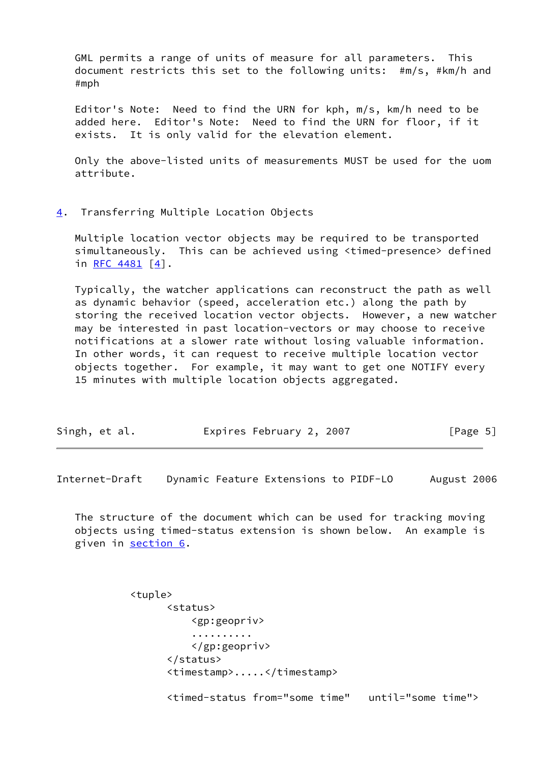GML permits a range of units of measure for all parameters. This document restricts this set to the following units: #m/s, #km/h and #mph

Editor's Note: Need to find the URN for kph, m/s, km/h need to be added here. Editor's Note: Need to find the URN for floor, if it exists. It is only valid for the elevation element.

Only the above-listed units of measurements MUST be used for the uom attribute.

## 4. Transferring Multiple Location Objects

Multiple location vector objects may be required to be transported simultaneously. This can be achieved using <timed-presence> defined in RFC 4481 [4].

Typically, the watcher applications can reconstruct the path as well as dynamic behavior (speed, acceleration etc.) along the path by storing the received location vector objects. However, a new watcher may be interested in past location-vectors or may choose to receive notifications at a slower rate without losing valuable information. In other words, it can request to receive multiple location vector objects together. For example, it may want to get one NOTIFY every 15 minutes with multiple location objects aggregated.

The structure of the document which can be used for tracking moving objects using timed-status extension is shown below. An example is given in section 6.

```
<tuple>
      <status>
          <gp:geopriv>
          ..........
          </gp:geopriv>
      </status>
      <timestamp>.....</timestamp>

      <timed-status from="some time"   until="some time">
```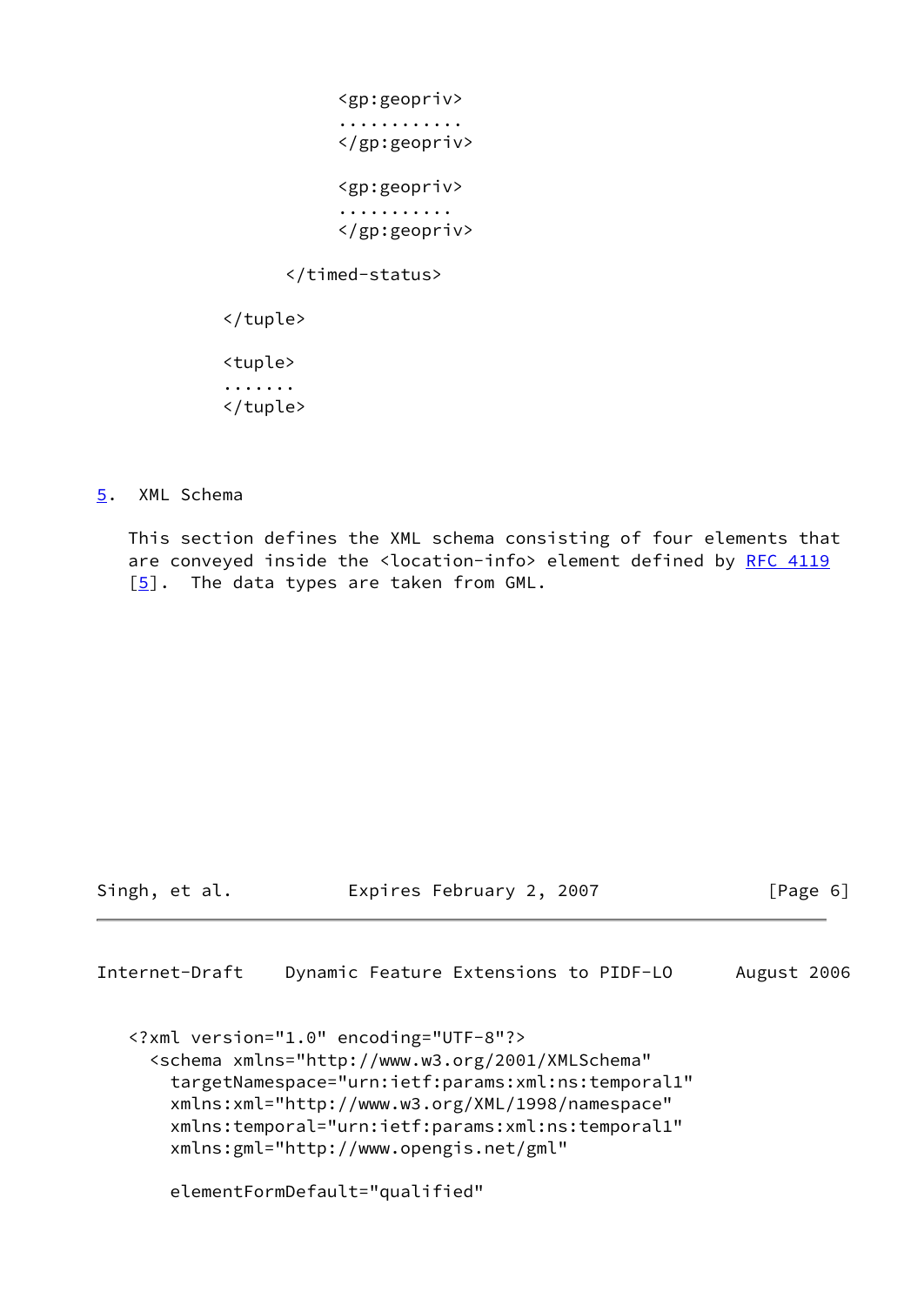```
                    <gp:geopriv>
                    ............
                    </gp:geopriv>

                    <gp:geopriv>
                    ...........
                    </gp:geopriv>

               </timed-status>

         </tuple>

         <tuple>
         .......
         </tuple>
```

## 5. XML Schema

This section defines the XML schema consisting of four elements that are conveyed inside the <location-info> element defined by RFC 4119 [5]. The data types are taken from GML.

```
<?xml version="1.0" encoding="UTF-8"?>
  <schema xmlns="http://www.w3.org/2001/XMLSchema"
    targetNamespace="urn:ietf:params:xml:ns:temporal1"
    xmlns:xml="http://www.w3.org/XML/1998/namespace"
    xmlns:temporal="urn:ietf:params:xml:ns:temporal1"
    xmlns:gml="http://www.opengis.net/gml"

    elementFormDefault="qualified"
```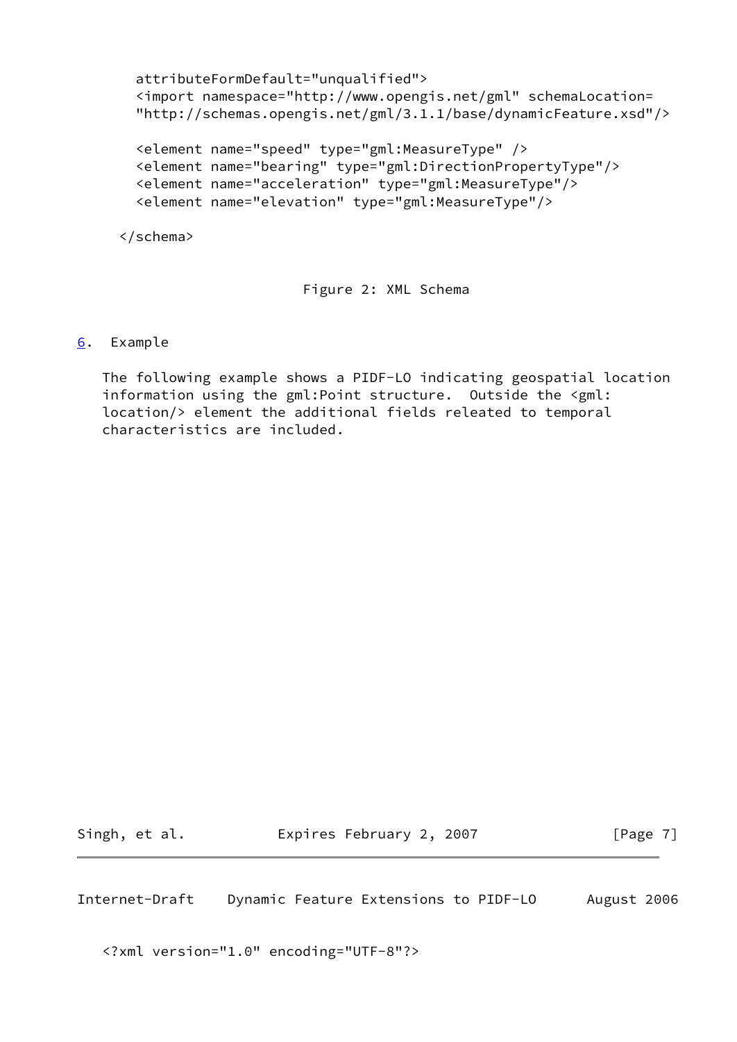```
   attributeFormDefault="unqualified">
   <import namespace="http://www.opengis.net/gml" schemaLocation=
   "http://schemas.opengis.net/gml/3.1.1/base/dynamicFeature.xsd"/>

   <element name="speed" type="gml:MeasureType" />
   <element name="bearing" type="gml:DirectionPropertyType"/>
   <element name="acceleration" type="gml:MeasureType"/>
   <element name="elevation" type="gml:MeasureType"/>

 </schema>
```

Figure 2: XML Schema

## 6. Example

The following example shows a PIDF-LO indicating geospatial location information using the gml:Point structure. Outside the <gml:location/> element the additional fields releated to temporal characteristics are included.

```
<?xml version="1.0" encoding="UTF-8"?>
```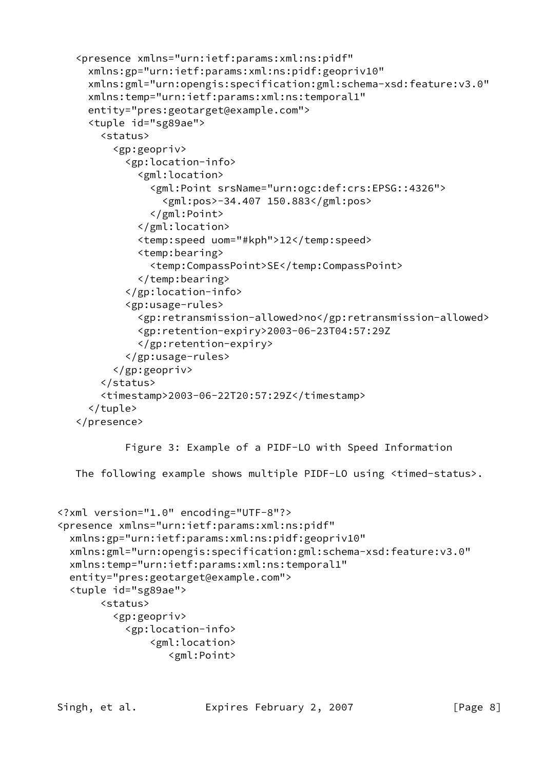```
<presence xmlns="urn:ietf:params:xml:ns:pidf"
  xmlns:gp="urn:ietf:params:xml:ns:pidf:geopriv10"
  xmlns:gml="urn:opengis:specification:gml:schema-xsd:feature:v3.0"
  xmlns:temp="urn:ietf:params:xml:ns:temporal1"
  entity="pres:geotarget@example.com">
  <tuple id="sg89ae">
    <status>
      <gp:geopriv>
        <gp:location-info>
          <gml:location>
            <gml:Point srsName="urn:ogc:def:crs:EPSG::4326">
              <gml:pos>-34.407 150.883</gml:pos>
            </gml:Point>
          </gml:location>
          <temp:speed uom="#kph">12</temp:speed>
          <temp:bearing>
            <temp:CompassPoint>SE</temp:CompassPoint>
          </temp:bearing>
        </gp:location-info>
        <gp:usage-rules>
          <gp:retransmission-allowed>no</gp:retransmission-allowed>
          <gp:retention-expiry>2003-06-23T04:57:29Z
          </gp:retention-expiry>
        </gp:usage-rules>
      </gp:geopriv>
    </status>
    <timestamp>2003-06-22T20:57:29Z</timestamp>
  </tuple>
</presence>
```

Figure 3: Example of a PIDF-LO with Speed Information

The following example shows multiple PIDF-LO using <timed-status>.

```
<?xml version="1.0" encoding="UTF-8"?>
<presence xmlns="urn:ietf:params:xml:ns:pidf"
  xmlns:gp="urn:ietf:params:xml:ns:pidf:geopriv10"
  xmlns:gml="urn:opengis:specification:gml:schema-xsd:feature:v3.0"
  xmlns:temp="urn:ietf:params:xml:ns:temporal1"
  entity="pres:geotarget@example.com">
  <tuple id="sg89ae">
       <status>
         <gp:geopriv>
           <gp:location-info>
               <gml:location>
                  <gml:Point>
```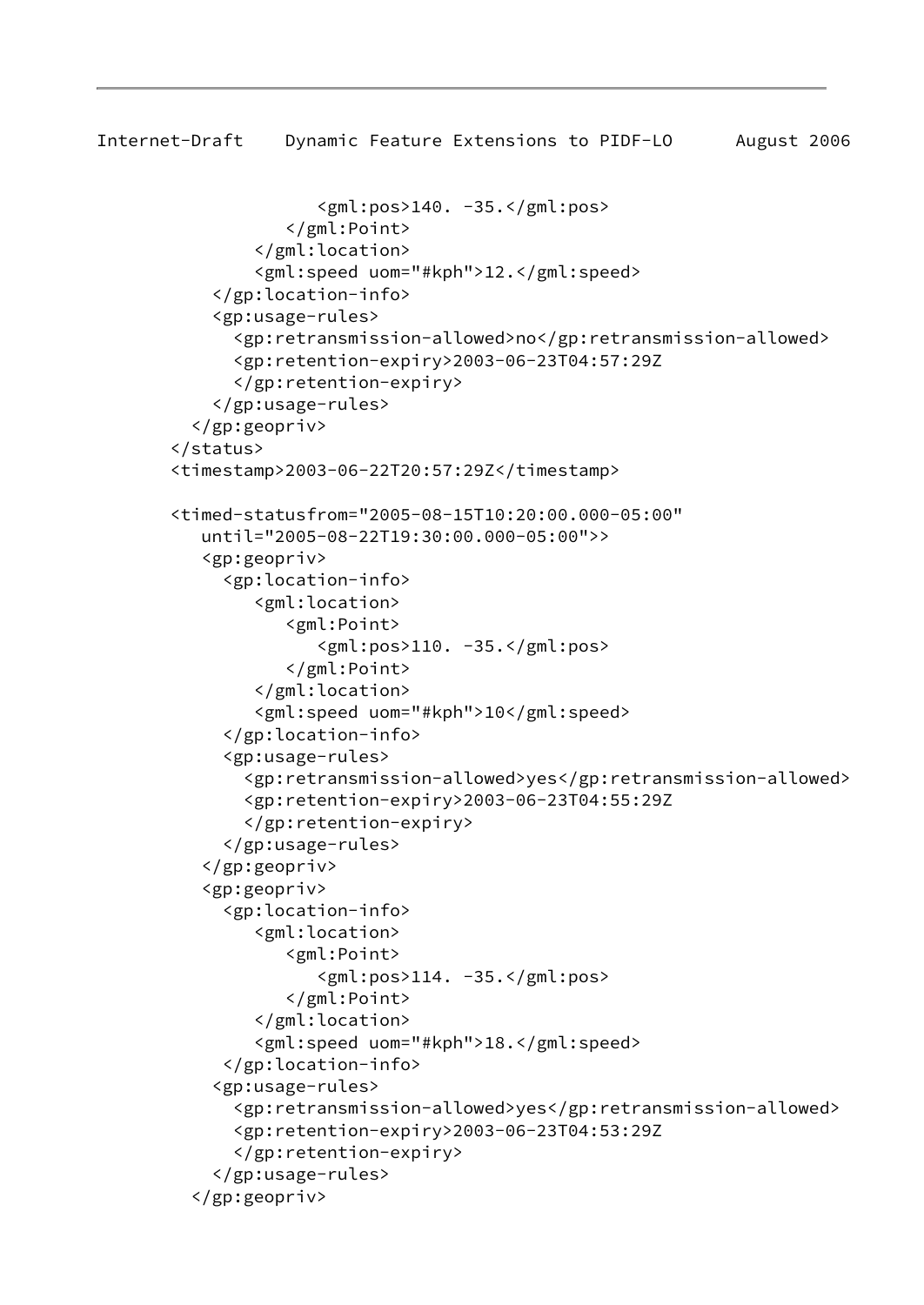```
                  <gml:pos>140. -35.</gml:pos>
               </gml:Point>
            </gml:location>
            <gml:speed uom="#kph">12.</gml:speed>
        </gp:location-info>
        <gp:usage-rules>
          <gp:retransmission-allowed>no</gp:retransmission-allowed>
          <gp:retention-expiry>2003-06-23T04:57:29Z
          </gp:retention-expiry>
        </gp:usage-rules>
      </gp:geopriv>
    </status>
    <timestamp>2003-06-22T20:57:29Z</timestamp>

    <timed-statusfrom="2005-08-15T10:20:00.000-05:00"
       until="2005-08-22T19:30:00.000-05:00">>
       <gp:geopriv>
         <gp:location-info>
            <gml:location>
               <gml:Point>
                  <gml:pos>110. -35.</gml:pos>
               </gml:Point>
            </gml:location>
            <gml:speed uom="#kph">10</gml:speed>
         </gp:location-info>
         <gp:usage-rules>
           <gp:retransmission-allowed>yes</gp:retransmission-allowed>
           <gp:retention-expiry>2003-06-23T04:55:29Z
           </gp:retention-expiry>
         </gp:usage-rules>
       </gp:geopriv>
       <gp:geopriv>
         <gp:location-info>
            <gml:location>
               <gml:Point>
                  <gml:pos>114. -35.</gml:pos>
               </gml:Point>
            </gml:location>
            <gml:speed uom="#kph">18.</gml:speed>
         </gp:location-info>
        <gp:usage-rules>
          <gp:retransmission-allowed>yes</gp:retransmission-allowed>
          <gp:retention-expiry>2003-06-23T04:53:29Z
          </gp:retention-expiry>
        </gp:usage-rules>
      </gp:geopriv>
```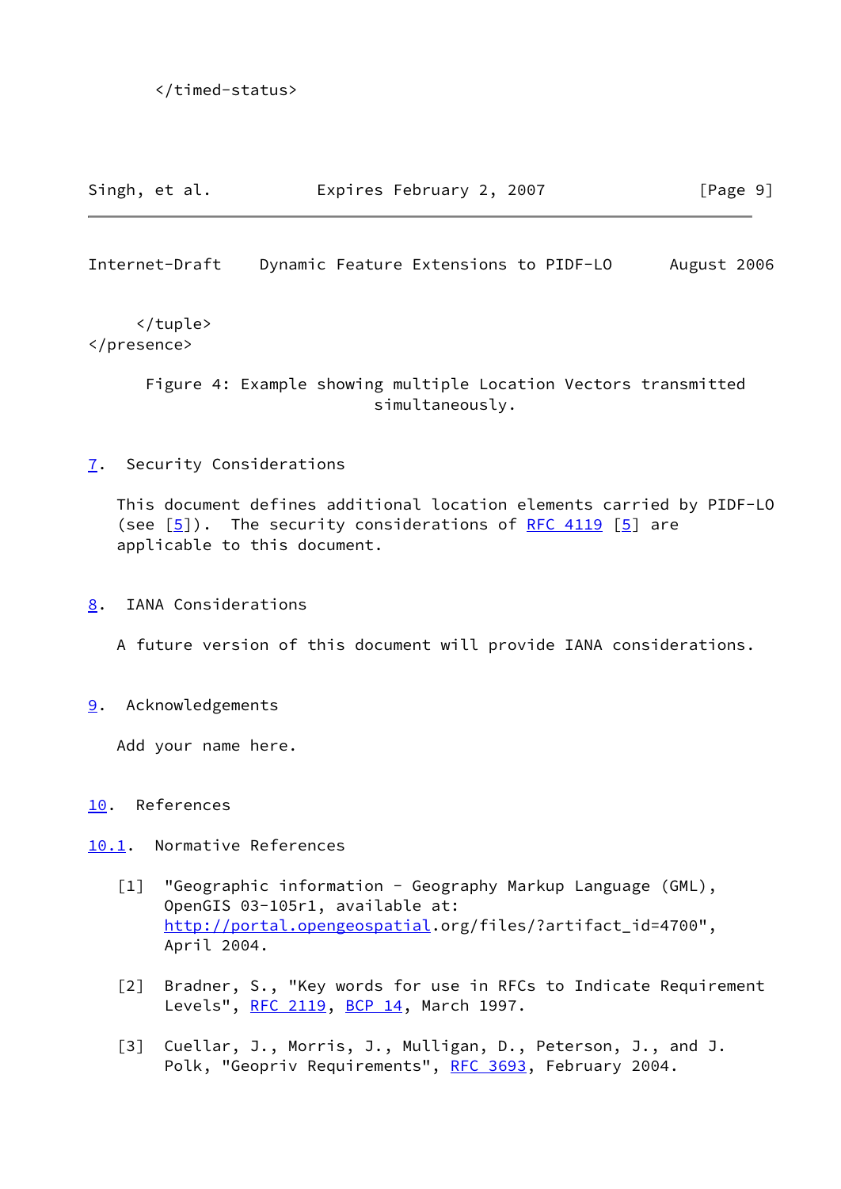```
      </timed-status>
```

```
    </tuple>
</presence>
```

Figure 4: Example showing multiple Location Vectors transmitted simultaneously.

## 7. Security Considerations

This document defines additional location elements carried by PIDF-LO (see [5]). The security considerations of RFC 4119 [5] are applicable to this document.

## 8. IANA Considerations

A future version of this document will provide IANA considerations.

## 9. Acknowledgements

Add your name here.

## 10. References

### 10.1. Normative References

[1] "Geographic information - Geography Markup Language (GML), OpenGIS 03-105r1, available at: http://portal.opengeospatial.org/files/?artifact_id=4700", April 2004.

[2] Bradner, S., "Key words for use in RFCs to Indicate Requirement Levels", RFC 2119, BCP 14, March 1997.

[3] Cuellar, J., Morris, J., Mulligan, D., Peterson, J., and J. Polk, "Geopriv Requirements", RFC 3693, February 2004.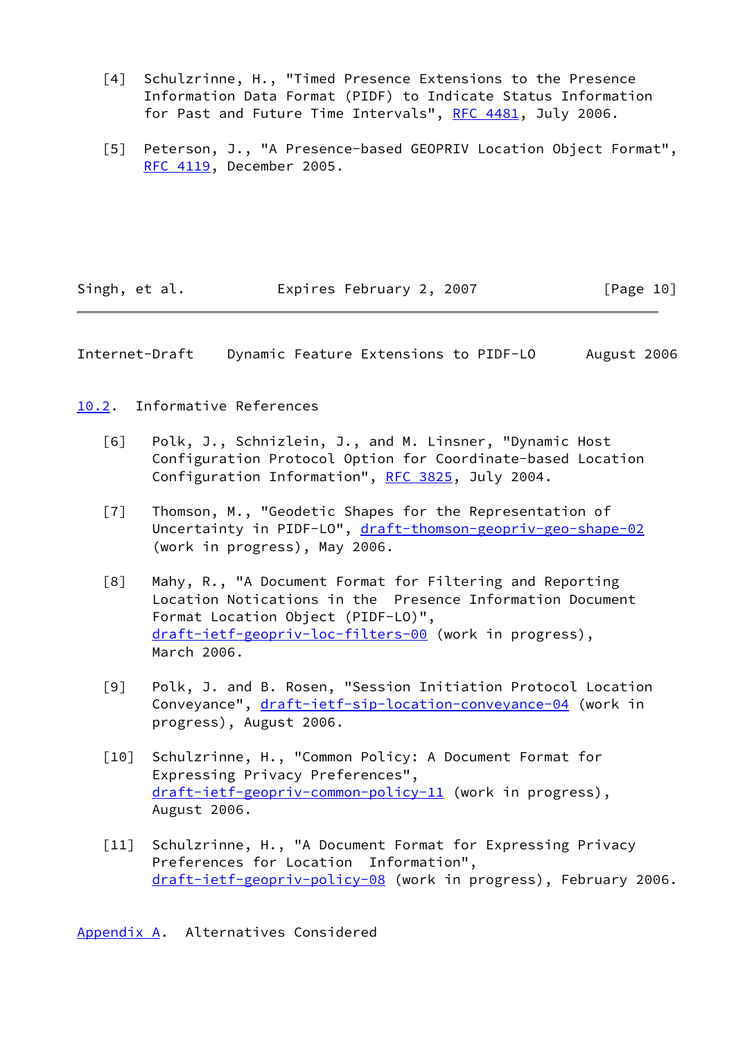[4] Schulzrinne, H., "Timed Presence Extensions to the Presence Information Data Format (PIDF) to Indicate Status Information for Past and Future Time Intervals", RFC 4481, July 2006.

[5] Peterson, J., "A Presence-based GEOPRIV Location Object Format", RFC 4119, December 2005.

## 10.2. Informative References

[6] Polk, J., Schnizlein, J., and M. Linsner, "Dynamic Host Configuration Protocol Option for Coordinate-based Location Configuration Information", RFC 3825, July 2004.

[7] Thomson, M., "Geodetic Shapes for the Representation of Uncertainty in PIDF-LO", draft-thomson-geopriv-geo-shape-02 (work in progress), May 2006.

[8] Mahy, R., "A Document Format for Filtering and Reporting Location Notications in the Presence Information Document Format Location Object (PIDF-LO)", draft-ietf-geopriv-loc-filters-00 (work in progress), March 2006.

[9] Polk, J. and B. Rosen, "Session Initiation Protocol Location Conveyance", draft-ietf-sip-location-conveyance-04 (work in progress), August 2006.

[10] Schulzrinne, H., "Common Policy: A Document Format for Expressing Privacy Preferences", draft-ietf-geopriv-common-policy-11 (work in progress), August 2006.

[11] Schulzrinne, H., "A Document Format for Expressing Privacy Preferences for Location Information", draft-ietf-geopriv-policy-08 (work in progress), February 2006.

## Appendix A. Alternatives Considered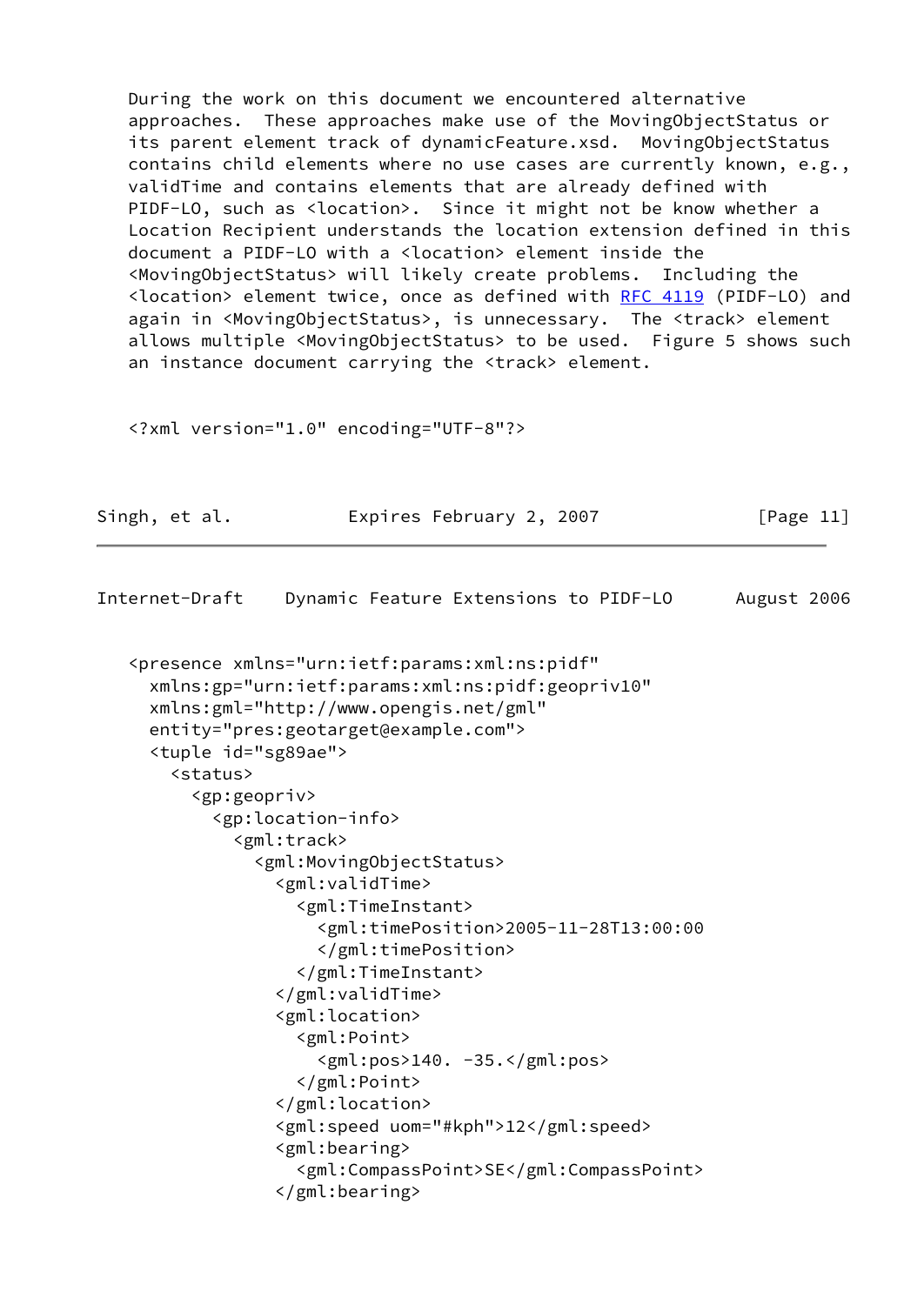During the work on this document we encountered alternative approaches. These approaches make use of the MovingObjectStatus or its parent element track of dynamicFeature.xsd. MovingObjectStatus contains child elements where no use cases are currently known, e.g., validTime and contains elements that are already defined with PIDF-LO, such as <location>. Since it might not be know whether a Location Recipient understands the location extension defined in this document a PIDF-LO with a <location> element inside the <MovingObjectStatus> will likely create problems. Including the <location> element twice, once as defined with RFC 4119 (PIDF-LO) and again in <MovingObjectStatus>, is unnecessary. The <track> element allows multiple <MovingObjectStatus> to be used. Figure 5 shows such an instance document carrying the <track> element.

```
<?xml version="1.0" encoding="UTF-8"?>
```

```
<presence xmlns="urn:ietf:params:xml:ns:pidf"
  xmlns:gp="urn:ietf:params:xml:ns:pidf:geopriv10"
  xmlns:gml="http://www.opengis.net/gml"
  entity="pres:geotarget@example.com">
  <tuple id="sg89ae">
    <status>
      <gp:geopriv>
        <gp:location-info>
          <gml:track>
            <gml:MovingObjectStatus>
              <gml:validTime>
                <gml:TimeInstant>
                  <gml:timePosition>2005-11-28T13:00:00
                  </gml:timePosition>
                </gml:TimeInstant>
              </gml:validTime>
              <gml:location>
                <gml:Point>
                  <gml:pos>140. -35.</gml:pos>
                </gml:Point>
              </gml:location>
              <gml:speed uom="#kph">12</gml:speed>
              <gml:bearing>
                <gml:CompassPoint>SE</gml:CompassPoint>
              </gml:bearing>
```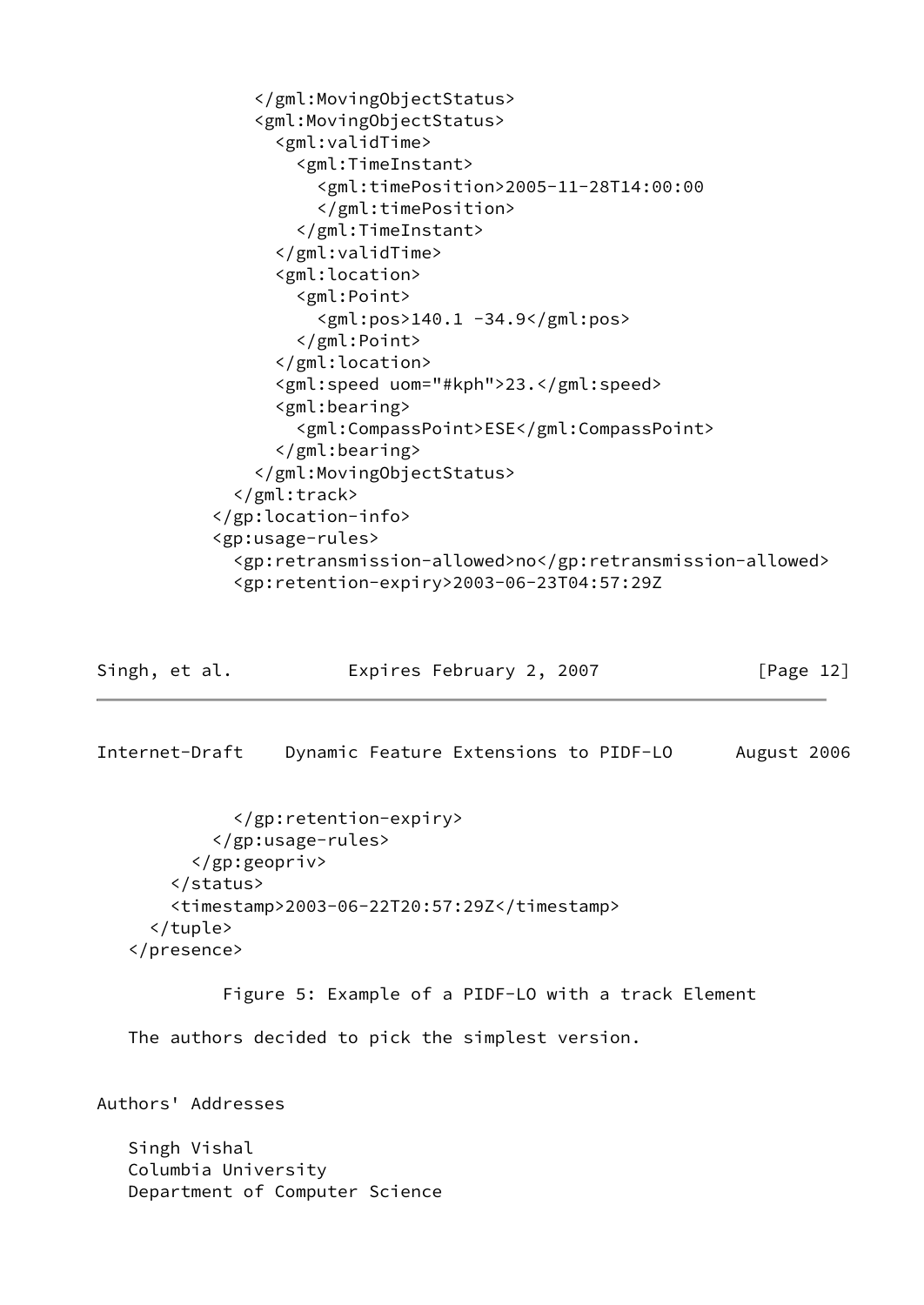```
              </gml:MovingObjectStatus>
              <gml:MovingObjectStatus>
                <gml:validTime>
                  <gml:TimeInstant>
                    <gml:timePosition>2005-11-28T14:00:00
                    </gml:timePosition>
                  </gml:TimeInstant>
                </gml:validTime>
                <gml:location>
                  <gml:Point>
                    <gml:pos>140.1 -34.9</gml:pos>
                  </gml:Point>
                </gml:location>
                <gml:speed uom="#kph">23.</gml:speed>
                <gml:bearing>
                  <gml:CompassPoint>ESE</gml:CompassPoint>
                </gml:bearing>
              </gml:MovingObjectStatus>
            </gml:track>
          </gp:location-info>
          <gp:usage-rules>
            <gp:retransmission-allowed>no</gp:retransmission-allowed>
            <gp:retention-expiry>2003-06-23T04:57:29Z
            </gp:retention-expiry>
          </gp:usage-rules>
        </gp:geopriv>
      </status>
      <timestamp>2003-06-22T20:57:29Z</timestamp>
    </tuple>
  </presence>
```

Figure 5: Example of a PIDF-LO with a track Element

The authors decided to pick the simplest version.

# Authors' Addresses

Singh Vishal
Columbia University
Department of Computer Science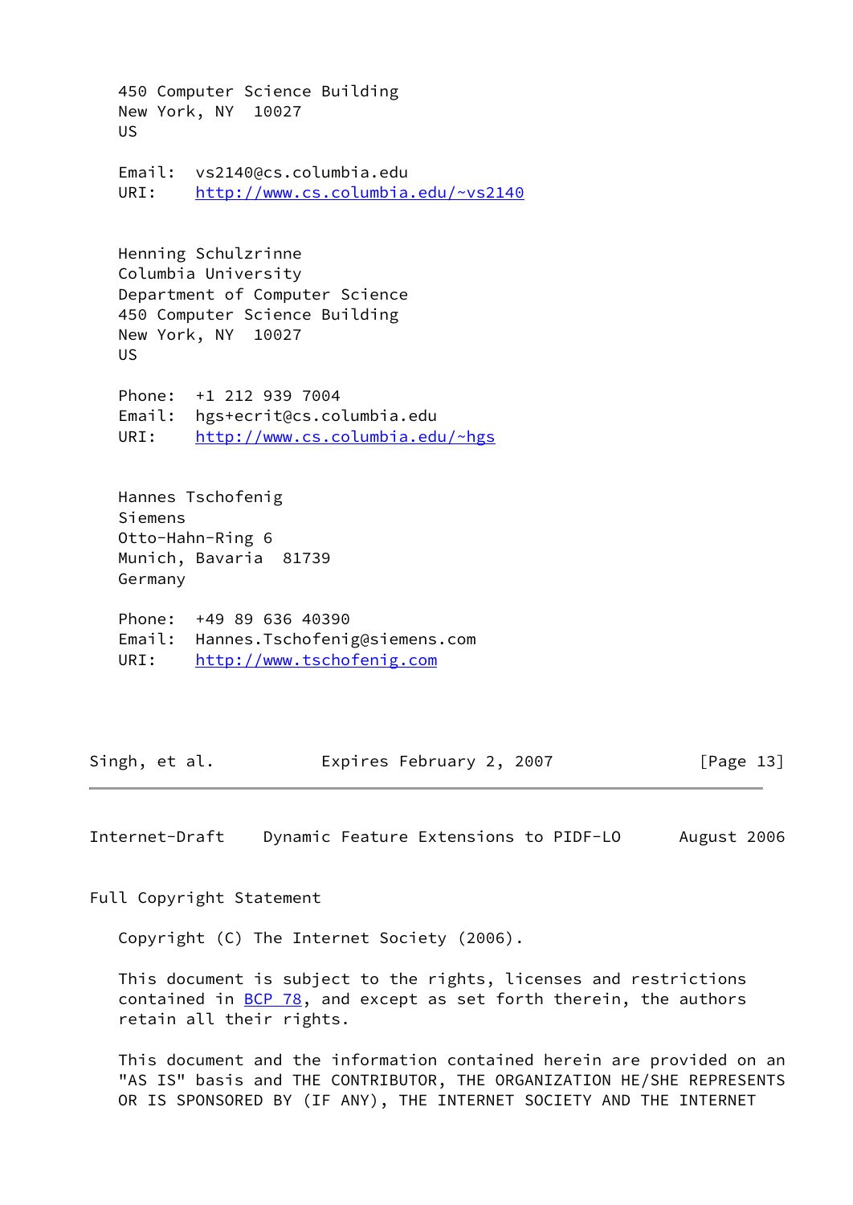450 Computer Science Building
New York, NY  10027
US

Email:  vs2140@cs.columbia.edu
URI:    http://www.cs.columbia.edu/~vs2140

Henning Schulzrinne
Columbia University
Department of Computer Science
450 Computer Science Building
New York, NY  10027
US

Phone:  +1 212 939 7004
Email:  hgs+ecrit@cs.columbia.edu
URI:    http://www.cs.columbia.edu/~hgs

Hannes Tschofenig
Siemens
Otto-Hahn-Ring 6
Munich, Bavaria  81739
Germany

Phone:  +49 89 636 40390
Email:  Hannes.Tschofenig@siemens.com
URI:    http://www.tschofenig.com

## Full Copyright Statement

Copyright (C) The Internet Society (2006).

This document is subject to the rights, licenses and restrictions contained in BCP 78, and except as set forth therein, the authors retain all their rights.

This document and the information contained herein are provided on an "AS IS" basis and THE CONTRIBUTOR, THE ORGANIZATION HE/SHE REPRESENTS OR IS SPONSORED BY (IF ANY), THE INTERNET SOCIETY AND THE INTERNET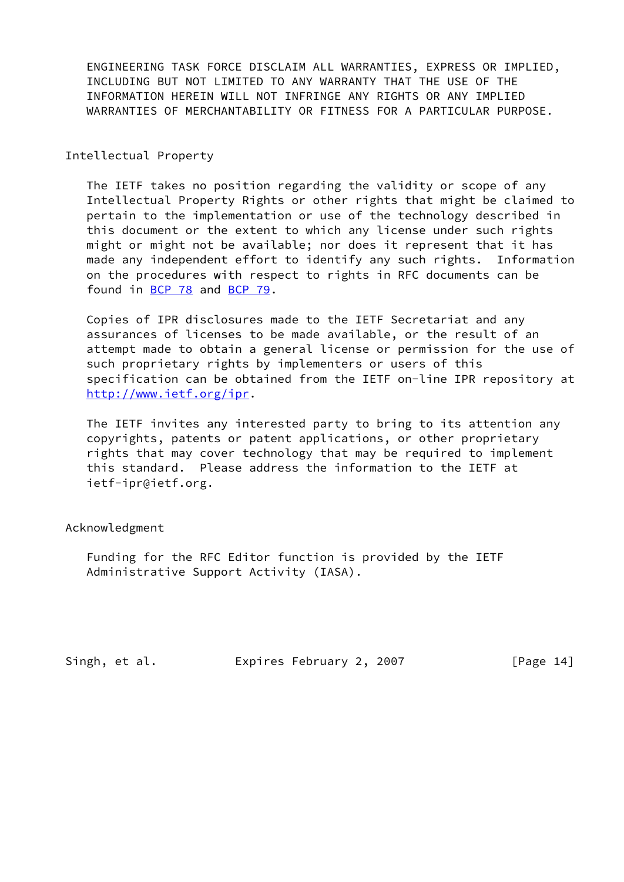ENGINEERING TASK FORCE DISCLAIM ALL WARRANTIES, EXPRESS OR IMPLIED, INCLUDING BUT NOT LIMITED TO ANY WARRANTY THAT THE USE OF THE INFORMATION HEREIN WILL NOT INFRINGE ANY RIGHTS OR ANY IMPLIED WARRANTIES OF MERCHANTABILITY OR FITNESS FOR A PARTICULAR PURPOSE.

## Intellectual Property

The IETF takes no position regarding the validity or scope of any Intellectual Property Rights or other rights that might be claimed to pertain to the implementation or use of the technology described in this document or the extent to which any license under such rights might or might not be available; nor does it represent that it has made any independent effort to identify any such rights. Information on the procedures with respect to rights in RFC documents can be found in BCP 78 and BCP 79.

Copies of IPR disclosures made to the IETF Secretariat and any assurances of licenses to be made available, or the result of an attempt made to obtain a general license or permission for the use of such proprietary rights by implementers or users of this specification can be obtained from the IETF on-line IPR repository at http://www.ietf.org/ipr.

The IETF invites any interested party to bring to its attention any copyrights, patents or patent applications, or other proprietary rights that may cover technology that may be required to implement this standard. Please address the information to the IETF at ietf-ipr@ietf.org.

## Acknowledgment

Funding for the RFC Editor function is provided by the IETF Administrative Support Activity (IASA).